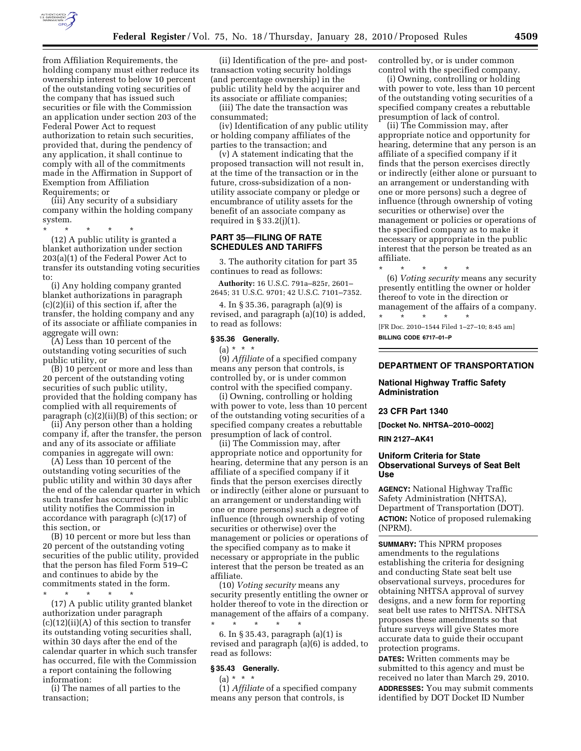from Affiliation Requirements, the holding company must either reduce its ownership interest to below 10 percent of the outstanding voting securities of the company that has issued such securities or file with the Commission an application under section 203 of the Federal Power Act to request authorization to retain such securities, provided that, during the pendency of any application, it shall continue to comply with all of the commitments made in the Affirmation in Support of Exemption from Affiliation Requirements; or

(iii) Any security of a subsidiary company within the holding company system.

\* \* \* \* \*

(12) A public utility is granted a blanket authorization under section 203(a)(1) of the Federal Power Act to transfer its outstanding voting securities to:

(i) Any holding company granted blanket authorizations in paragraph (c)(2)(ii) of this section if, after the transfer, the holding company and any of its associate or affiliate companies in aggregate will own:

(A) Less than 10 percent of the outstanding voting securities of such public utility, or

(B) 10 percent or more and less than 20 percent of the outstanding voting securities of such public utility, provided that the holding company has complied with all requirements of paragraph (c)(2)(ii)(B) of this section; or

(ii) Any person other than a holding company if, after the transfer, the person and any of its associate or affiliate companies in aggregate will own:

(A) Less than 10 percent of the outstanding voting securities of the public utility and within 30 days after the end of the calendar quarter in which such transfer has occurred the public utility notifies the Commission in accordance with paragraph (c)(17) of this section, or

(B) 10 percent or more but less than 20 percent of the outstanding voting securities of the public utility, provided that the person has filed Form 519–C and continues to abide by the commitments stated in the form.

\* \* \* \* \*

(17) A public utility granted blanket authorization under paragraph (c)(12)(ii)(A) of this section to transfer its outstanding voting securities shall, within 30 days after the end of the calendar quarter in which such transfer has occurred, file with the Commission a report containing the following information:

(i) The names of all parties to the transaction;

(ii) Identification of the pre- and post-transaction voting security holdings (and percentage ownership) in the public utility held by the acquirer and its associate or affiliate companies;

(iii) The date the transaction was consummated;

(iv) Identification of any public utility or holding company affiliates of the parties to the transaction; and

(v) A statement indicating that the proposed transaction will not result in, at the time of the transaction or in the future, cross-subsidization of a non-utility associate company or pledge or encumbrance of utility assets for the benefit of an associate company as required in § 33.2(j)(1).

## PART 35—FILING OF RATE SCHEDULES AND TARIFFS

3. The authority citation for part 35 continues to read as follows:

**Authority:** 16 U.S.C. 791a–825r, 2601–2645; 31 U.S.C. 9701; 42 U.S.C. 7101–7352.

4. In § 35.36, paragraph (a)(9) is revised, and paragraph (a)(10) is added, to read as follows:

### § 35.36 Generally.

(a) \* \* \*

(9) *Affiliate* of a specified company means any person that controls, is controlled by, or is under common control with the specified company.

(i) Owning, controlling or holding with power to vote, less than 10 percent of the outstanding voting securities of a specified company creates a rebuttable presumption of lack of control.

(ii) The Commission may, after appropriate notice and opportunity for hearing, determine that any person is an affiliate of a specified company if it finds that the person exercises directly or indirectly (either alone or pursuant to an arrangement or understanding with one or more persons) such a degree of influence (through ownership of voting securities or otherwise) over the management or policies or operations of the specified company as to make it necessary or appropriate in the public interest that the person be treated as an affiliate.

(10) *Voting security* means any security presently entitling the owner or holder thereof to vote in the direction or management of the affairs of a company.

\* \* \* \* \*

6. In § 35.43, paragraph (a)(1) is revised and paragraph (a)(6) is added, to read as follows:

### § 35.43 Generally.

(a) \* \* \*

(1) *Affiliate* of a specified company means any person that controls, is controlled by, or is under common control with the specified company.

(i) Owning, controlling or holding with power to vote, less than 10 percent of the outstanding voting securities of a specified company creates a rebuttable presumption of lack of control.

(ii) The Commission may, after appropriate notice and opportunity for hearing, determine that any person is an affiliate of a specified company if it finds that the person exercises directly or indirectly (either alone or pursuant to an arrangement or understanding with one or more persons) such a degree of influence (through ownership of voting securities or otherwise) over the management or policies or operations of the specified company as to make it necessary or appropriate in the public interest that the person be treated as an affiliate.

\* \* \* \* \*

(6) *Voting security* means any security presently entitling the owner or holder thereof to vote in the direction or management of the affairs of a company.

\* \* \* \* \*

[FR Doc. 2010–1544 Filed 1–27–10; 8:45 am]

**BILLING CODE 6717–01–P**

---

# DEPARTMENT OF TRANSPORTATION

## National Highway Traffic Safety Administration

### 23 CFR Part 1340

**[Docket No. NHTSA–2010–0002]**

**RIN 2127–AK41**

## Uniform Criteria for State Observational Surveys of Seat Belt Use

**AGENCY:** National Highway Traffic Safety Administration (NHTSA), Department of Transportation (DOT).

**ACTION:** Notice of proposed rulemaking (NPRM).

**SUMMARY:** This NPRM proposes amendments to the regulations establishing the criteria for designing and conducting State seat belt use observational surveys, procedures for obtaining NHTSA approval of survey designs, and a new form for reporting seat belt use rates to NHTSA. NHTSA proposes these amendments so that future surveys will give States more accurate data to guide their occupant protection programs.

**DATES:** Written comments may be submitted to this agency and must be received no later than March 29, 2010.

**ADDRESSES:** You may submit comments identified by DOT Docket ID Number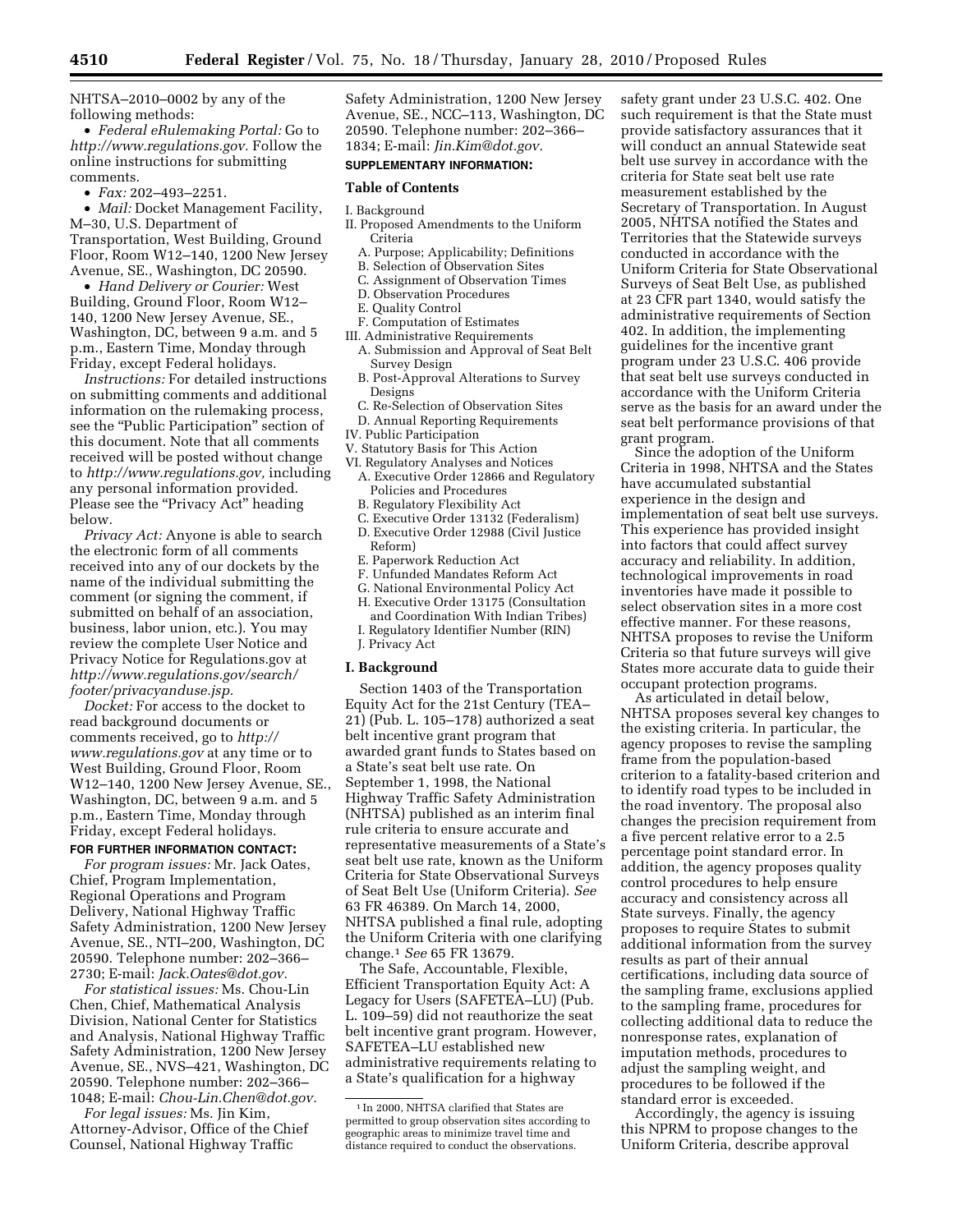NHTSA–2010–0002 by any of the following methods:

- *Federal eRulemaking Portal:* Go to *http://www.regulations.gov.* Follow the online instructions for submitting comments.
- *Fax:* 202–493–2251.
- *Mail:* Docket Management Facility, M–30, U.S. Department of Transportation, West Building, Ground Floor, Room W12–140, 1200 New Jersey Avenue, SE., Washington, DC 20590.
- *Hand Delivery or Courier:* West Building, Ground Floor, Room W12–140, 1200 New Jersey Avenue, SE., Washington, DC, between 9 a.m. and 5 p.m., Eastern Time, Monday through Friday, except Federal holidays.

*Instructions:* For detailed instructions on submitting comments and additional information on the rulemaking process, see the "Public Participation" section of this document. Note that all comments received will be posted without change to *http://www.regulations.gov,* including any personal information provided. Please see the "Privacy Act" heading below.

*Privacy Act:* Anyone is able to search the electronic form of all comments received into any of our dockets by the name of the individual submitting the comment (or signing the comment, if submitted on behalf of an association, business, labor union, etc.). You may review the complete User Notice and Privacy Notice for Regulations.gov at *http://www.regulations.gov/search/footer/privacyanduse.jsp.*

*Docket:* For access to the docket to read background documents or comments received, go to *http://www.regulations.gov* at any time or to West Building, Ground Floor, Room W12–140, 1200 New Jersey Avenue, SE., Washington, DC, between 9 a.m. and 5 p.m., Eastern Time, Monday through Friday, except Federal holidays.

**FOR FURTHER INFORMATION CONTACT:**

*For program issues:* Mr. Jack Oates, Chief, Program Implementation, Regional Operations and Program Delivery, National Highway Traffic Safety Administration, 1200 New Jersey Avenue, SE., NTI–200, Washington, DC 20590. Telephone number: 202–366–2730; E-mail: *Jack.Oates@dot.gov.*

*For statistical issues:* Ms. Chou-Lin Chen, Chief, Mathematical Analysis Division, National Center for Statistics and Analysis, National Highway Traffic Safety Administration, 1200 New Jersey Avenue, SE., NVS–421, Washington, DC 20590. Telephone number: 202–366–1048; E-mail: *Chou-Lin.Chen@dot.gov.*

*For legal issues:* Ms. Jin Kim, Attorney-Advisor, Office of the Chief Counsel, National Highway Traffic Safety Administration, 1200 New Jersey Avenue, SE., NCC–113, Washington, DC 20590. Telephone number: 202–366–1834; E-mail: *Jin.Kim@dot.gov.*

**SUPPLEMENTARY INFORMATION:**

**Table of Contents**

I. Background
II. Proposed Amendments to the Uniform Criteria
  A. Purpose; Applicability; Definitions
  B. Selection of Observation Sites
  C. Assignment of Observation Times
  D. Observation Procedures
  E. Quality Control
  F. Computation of Estimates
III. Administrative Requirements
  A. Submission and Approval of Seat Belt Survey Design
  B. Post-Approval Alterations to Survey Designs
  C. Re-Selection of Observation Sites
  D. Annual Reporting Requirements
IV. Public Participation
V. Statutory Basis for This Action
VI. Regulatory Analyses and Notices
  A. Executive Order 12866 and Regulatory Policies and Procedures
  B. Regulatory Flexibility Act
  C. Executive Order 13132 (Federalism)
  D. Executive Order 12988 (Civil Justice Reform)
  E. Paperwork Reduction Act
  F. Unfunded Mandates Reform Act
  G. National Environmental Policy Act
  H. Executive Order 13175 (Consultation and Coordination With Indian Tribes)
  I. Regulatory Identifier Number (RIN)
  J. Privacy Act

## I. Background

Section 1403 of the Transportation Equity Act for the 21st Century (TEA–21) (Pub. L. 105–178) authorized a seat belt incentive grant program that awarded grant funds to States based on a State's seat belt use rate. On September 1, 1998, the National Highway Traffic Safety Administration (NHTSA) published as an interim final rule criteria to ensure accurate and representative measurements of a State's seat belt use rate, known as the Uniform Criteria for State Observational Surveys of Seat Belt Use (Uniform Criteria). *See* 63 FR 46389. On March 14, 2000, NHTSA published a final rule, adopting the Uniform Criteria with one clarifying change.[1] *See* 65 FR 13679.

The Safe, Accountable, Flexible, Efficient Transportation Equity Act: A Legacy for Users (SAFETEA–LU) (Pub. L. 109–59) did not reauthorize the seat belt incentive grant program. However, SAFETEA–LU established new administrative requirements relating to a State's qualification for a highway safety grant under 23 U.S.C. 402. One such requirement is that the State must provide satisfactory assurances that it will conduct an annual Statewide seat belt use survey in accordance with the criteria for State seat belt use rate measurement established by the Secretary of Transportation. In August 2005, NHTSA notified the States and Territories that the Statewide surveys conducted in accordance with the Uniform Criteria for State Observational Surveys of Seat Belt Use, as published at 23 CFR part 1340, would satisfy the administrative requirements of Section 402. In addition, the implementing guidelines for the incentive grant program under 23 U.S.C. 406 provide that seat belt use surveys conducted in accordance with the Uniform Criteria serve as the basis for an award under the seat belt performance provisions of that grant program.

Since the adoption of the Uniform Criteria in 1998, NHTSA and the States have accumulated substantial experience in the design and implementation of seat belt use surveys. This experience has provided insight into factors that could affect survey accuracy and reliability. In addition, technological improvements in road inventories have made it possible to select observation sites in a more cost effective manner. For these reasons, NHTSA proposes to revise the Uniform Criteria so that future surveys will give States more accurate data to guide their occupant protection programs.

As articulated in detail below, NHTSA proposes several key changes to the existing criteria. In particular, the agency proposes to revise the sampling frame from the population-based criterion to a fatality-based criterion and to identify road types to be included in the road inventory. The proposal also changes the precision requirement from a five percent relative error to a 2.5 percentage point standard error. In addition, the agency proposes quality control procedures to help ensure accuracy and consistency across all State surveys. Finally, the agency proposes to require States to submit additional information from the survey results as part of their annual certifications, including data source of the sampling frame, exclusions applied to the sampling frame, procedures for collecting additional data to reduce the nonresponse rates, explanation of imputation methods, procedures to adjust the sampling weight, and procedures to be followed if the standard error is exceeded.

Accordingly, the agency is issuing this NPRM to propose changes to the Uniform Criteria, describe approval

[1] In 2000, NHTSA clarified that States are permitted to group observation sites according to geographic areas to minimize travel time and distance required to conduct the observations.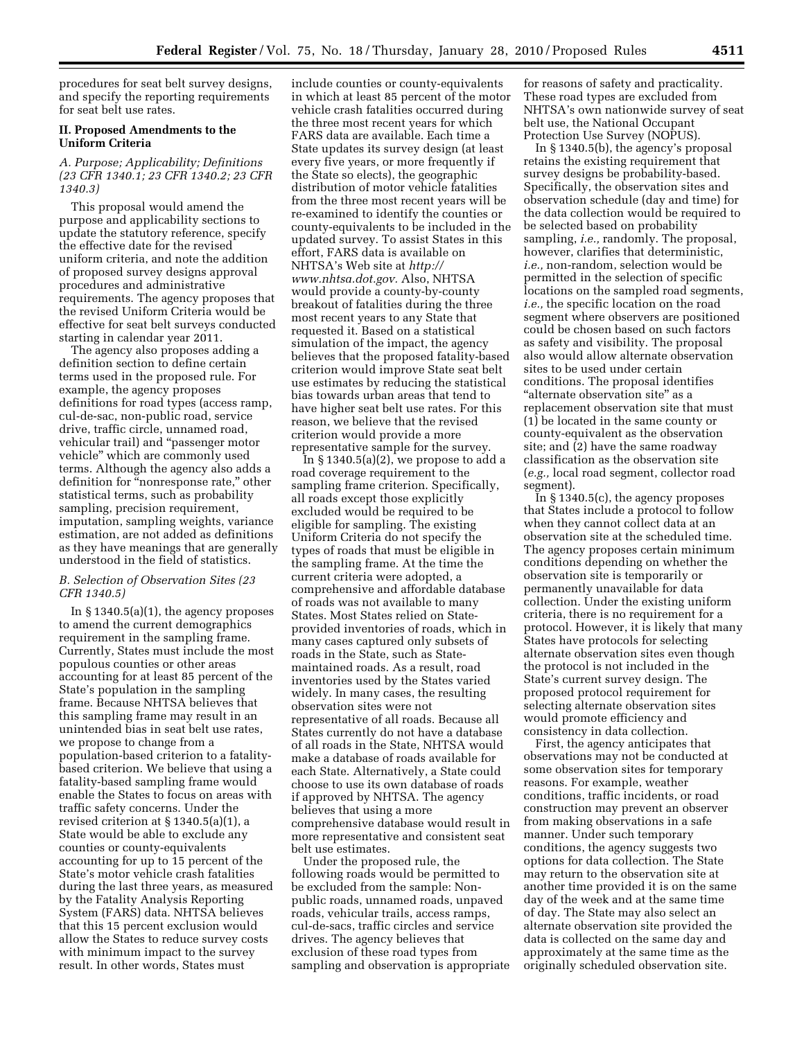procedures for seat belt survey designs, and specify the reporting requirements for seat belt use rates.

## II. Proposed Amendments to the Uniform Criteria

### *A. Purpose; Applicability; Definitions (23 CFR 1340.1; 23 CFR 1340.2; 23 CFR 1340.3)*

This proposal would amend the purpose and applicability sections to update the statutory reference, specify the effective date for the revised uniform criteria, and note the addition of proposed survey designs approval procedures and administrative requirements. The agency proposes that the revised Uniform Criteria would be effective for seat belt surveys conducted starting in calendar year 2011.

The agency also proposes adding a definition section to define certain terms used in the proposed rule. For example, the agency proposes definitions for road types (access ramp, cul-de-sac, non-public road, service drive, traffic circle, unnamed road, vehicular trail) and "passenger motor vehicle" which are commonly used terms. Although the agency also adds a definition for "nonresponse rate," other statistical terms, such as probability sampling, precision requirement, imputation, sampling weights, variance estimation, are not added as definitions as they have meanings that are generally understood in the field of statistics.

### *B. Selection of Observation Sites (23 CFR 1340.5)*

In § 1340.5(a)(1), the agency proposes to amend the current demographics requirement in the sampling frame. Currently, States must include the most populous counties or other areas accounting for at least 85 percent of the State's population in the sampling frame. Because NHTSA believes that this sampling frame may result in an unintended bias in seat belt use rates, we propose to change from a population-based criterion to a fatality-based criterion. We believe that using a fatality-based sampling frame would enable the States to focus on areas with traffic safety concerns. Under the revised criterion at § 1340.5(a)(1), a State would be able to exclude any counties or county-equivalents accounting for up to 15 percent of the State's motor vehicle crash fatalities during the last three years, as measured by the Fatality Analysis Reporting System (FARS) data. NHTSA believes that this 15 percent exclusion would allow the States to reduce survey costs with minimum impact to the survey result. In other words, States must include counties or county-equivalents in which at least 85 percent of the motor vehicle crash fatalities occurred during the three most recent years for which FARS data are available. Each time a State updates its survey design (at least every five years, or more frequently if the State so elects), the geographic distribution of motor vehicle fatalities from the three most recent years will be re-examined to identify the counties or county-equivalents to be included in the updated survey. To assist States in this effort, FARS data is available on NHTSA's Web site at *http://www.nhtsa.dot.gov.* Also, NHTSA would provide a county-by-county breakout of fatalities during the three most recent years to any State that requested it. Based on a statistical simulation of the impact, the agency believes that the proposed fatality-based criterion would improve State seat belt use estimates by reducing the statistical bias towards urban areas that tend to have higher seat belt use rates. For this reason, we believe that the revised criterion would provide a more representative sample for the survey.

In § 1340.5(a)(2), we propose to add a road coverage requirement to the sampling frame criterion. Specifically, all roads except those explicitly excluded would be required to be eligible for sampling. The existing Uniform Criteria do not specify the types of roads that must be eligible in the sampling frame. At the time the current criteria were adopted, a comprehensive and affordable database of roads was not available to many States. Most States relied on State-provided inventories of roads, which in many cases captured only subsets of roads in the State, such as State-maintained roads. As a result, road inventories used by the States varied widely. In many cases, the resulting observation sites were not representative of all roads. Because all States currently do not have a database of all roads in the State, NHTSA would make a database of roads available for each State. Alternatively, a State could choose to use its own database of roads if approved by NHTSA. The agency believes that using a more comprehensive database would result in more representative and consistent seat belt use estimates.

Under the proposed rule, the following roads would be permitted to be excluded from the sample: Non-public roads, unnamed roads, unpaved roads, vehicular trails, access ramps, cul-de-sacs, traffic circles and service drives. The agency believes that exclusion of these road types from sampling and observation is appropriate for reasons of safety and practicality. These road types are excluded from NHTSA's own nationwide survey of seat belt use, the National Occupant Protection Use Survey (NOPUS).

In § 1340.5(b), the agency's proposal retains the existing requirement that survey designs be probability-based. Specifically, the observation sites and observation schedule (day and time) for the data collection would be required to be selected based on probability sampling, *i.e.,* randomly. The proposal, however, clarifies that deterministic, *i.e.,* non-random, selection would be permitted in the selection of specific locations on the sampled road segments, *i.e.,* the specific location on the road segment where observers are positioned could be chosen based on such factors as safety and visibility. The proposal also would allow alternate observation sites to be used under certain conditions. The proposal identifies "alternate observation site" as a replacement observation site that must (1) be located in the same county or county-equivalent as the observation site; and (2) have the same roadway classification as the observation site (*e.g.,* local road segment, collector road segment).

In § 1340.5(c), the agency proposes that States include a protocol to follow when they cannot collect data at an observation site at the scheduled time. The agency proposes certain minimum conditions depending on whether the observation site is temporarily or permanently unavailable for data collection. Under the existing uniform criteria, there is no requirement for a protocol. However, it is likely that many States have protocols for selecting alternate observation sites even though the protocol is not included in the State's current survey design. The proposed protocol requirement for selecting alternate observation sites would promote efficiency and consistency in data collection.

First, the agency anticipates that observations may not be conducted at some observation sites for temporary reasons. For example, weather conditions, traffic incidents, or road construction may prevent an observer from making observations in a safe manner. Under such temporary conditions, the agency suggests two options for data collection. The State may return to the observation site at another time provided it is on the same day of the week and at the same time of day. The State may also select an alternate observation site provided the data is collected on the same day and approximately at the same time as the originally scheduled observation site.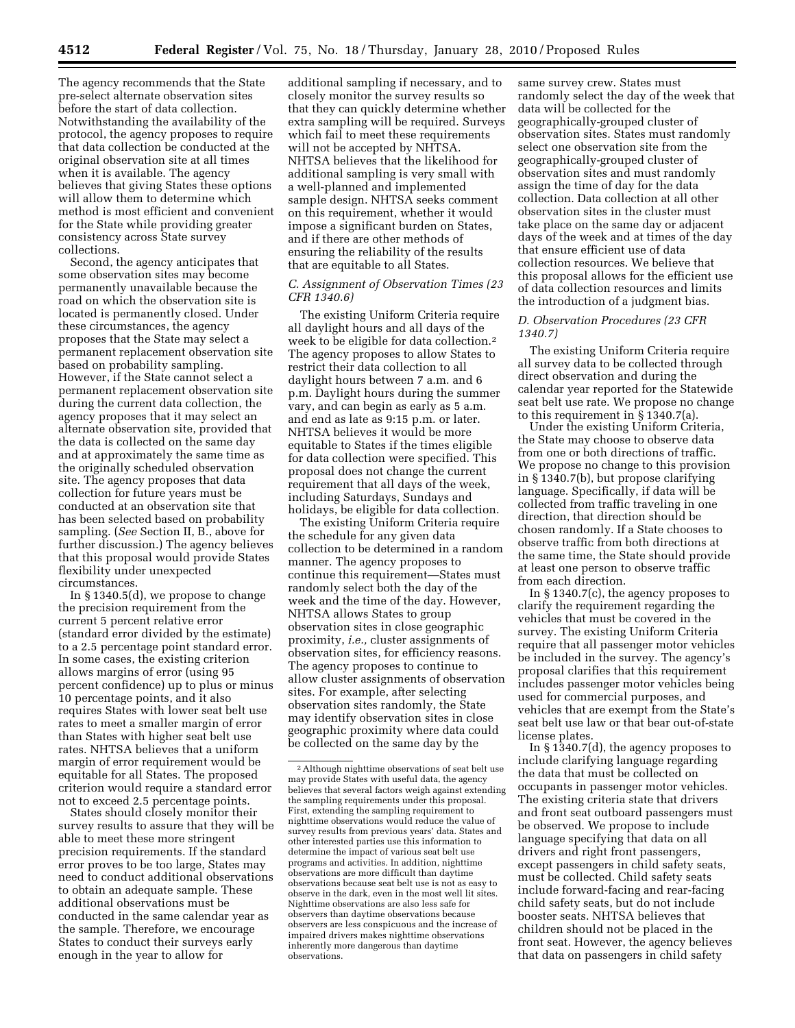The agency recommends that the State pre-select alternate observation sites before the start of data collection. Notwithstanding the availability of the protocol, the agency proposes to require that data collection be conducted at the original observation site at all times when it is available. The agency believes that giving States these options will allow them to determine which method is most efficient and convenient for the State while providing greater consistency across State survey collections.

Second, the agency anticipates that some observation sites may become permanently unavailable because the road on which the observation site is located is permanently closed. Under these circumstances, the agency proposes that the State may select a permanent replacement observation site based on probability sampling. However, if the State cannot select a permanent replacement observation site during the current data collection, the agency proposes that it may select an alternate observation site, provided that the data is collected on the same day and at approximately the same time as the originally scheduled observation site. The agency proposes that data collection for future years must be conducted at an observation site that has been selected based on probability sampling. (*See* Section II, B., above for further discussion.) The agency believes that this proposal would provide States flexibility under unexpected circumstances.

In § 1340.5(d), we propose to change the precision requirement from the current 5 percent relative error (standard error divided by the estimate) to a 2.5 percentage point standard error. In some cases, the existing criterion allows margins of error (using 95 percent confidence) up to plus or minus 10 percentage points, and it also requires States with lower seat belt use rates to meet a smaller margin of error than States with higher seat belt use rates. NHTSA believes that a uniform margin of error requirement would be equitable for all States. The proposed criterion would require a standard error not to exceed 2.5 percentage points.

States should closely monitor their survey results to assure that they will be able to meet these more stringent precision requirements. If the standard error proves to be too large, States may need to conduct additional observations to obtain an adequate sample. These additional observations must be conducted in the same calendar year as the sample. Therefore, we encourage States to conduct their surveys early enough in the year to allow for additional sampling if necessary, and to closely monitor the survey results so that they can quickly determine whether extra sampling will be required. Surveys which fail to meet these requirements will not be accepted by NHTSA. NHTSA believes that the likelihood for additional sampling is very small with a well-planned and implemented sample design. NHTSA seeks comment on this requirement, whether it would impose a significant burden on States, and if there are other methods of ensuring the reliability of the results that are equitable to all States.

### C. Assignment of Observation Times (23 CFR 1340.6)

The existing Uniform Criteria require all daylight hours and all days of the week to be eligible for data collection.[2] The agency proposes to allow States to restrict their data collection to all daylight hours between 7 a.m. and 6 p.m. Daylight hours during the summer vary, and can begin as early as 5 a.m. and end as late as 9:15 p.m. or later. NHTSA believes it would be more equitable to States if the times eligible for data collection were specified. This proposal does not change the current requirement that all days of the week, including Saturdays, Sundays and holidays, be eligible for data collection.

The existing Uniform Criteria require the schedule for any given data collection to be determined in a random manner. The agency proposes to continue this requirement—States must randomly select both the day of the week and the time of the day. However, NHTSA allows States to group observation sites in close geographic proximity, *i.e.*, cluster assignments of observation sites, for efficiency reasons. The agency proposes to continue to allow cluster assignments of observation sites. For example, after selecting observation sites randomly, the State may identify observation sites in close geographic proximity where data could be collected on the same day by the same survey crew. States must randomly select the day of the week that data will be collected for the geographically-grouped cluster of observation sites. States must randomly select one observation site from the geographically-grouped cluster of observation sites and must randomly assign the time of day for the data collection. Data collection at all other observation sites in the cluster must take place on the same day or adjacent days of the week and at times of the day that ensure efficient use of data collection resources. We believe that this proposal allows for the efficient use of data collection resources and limits the introduction of a judgment bias.

### D. Observation Procedures (23 CFR 1340.7)

The existing Uniform Criteria require all survey data to be collected through direct observation and during the calendar year reported for the Statewide seat belt use rate. We propose no change to this requirement in § 1340.7(a).

Under the existing Uniform Criteria, the State may choose to observe data from one or both directions of traffic. We propose no change to this provision in § 1340.7(b), but propose clarifying language. Specifically, if data will be collected from traffic traveling in one direction, that direction should be chosen randomly. If a State chooses to observe traffic from both directions at the same time, the State should provide at least one person to observe traffic from each direction.

In § 1340.7(c), the agency proposes to clarify the requirement regarding the vehicles that must be covered in the survey. The existing Uniform Criteria require that all passenger motor vehicles be included in the survey. The agency's proposal clarifies that this requirement includes passenger motor vehicles being used for commercial purposes, and vehicles that are exempt from the State's seat belt use law or that bear out-of-state license plates.

In § 1340.7(d), the agency proposes to include clarifying language regarding the data that must be collected on occupants in passenger motor vehicles. The existing criteria state that drivers and front seat outboard passengers must be observed. We propose to include language specifying that data on all drivers and right front passengers, except passengers in child safety seats, must be collected. Child safety seats include forward-facing and rear-facing child safety seats, but do not include booster seats. NHTSA believes that children should not be placed in the front seat. However, the agency believes that data on passengers in child safety

---

[2] Although nighttime observations of seat belt use may provide States with useful data, the agency believes that several factors weigh against extending the sampling requirements under this proposal. First, extending the sampling requirement to nighttime observations would reduce the value of survey results from previous years' data. States and other interested parties use this information to determine the impact of various seat belt use programs and activities. In addition, nighttime observations are more difficult than daytime observations because seat belt use is not as easy to observe in the dark, even in the most well lit sites. Nighttime observations are also less safe for observers than daytime observations because observers are less conspicuous and the increase of impaired drivers makes nighttime observations inherently more dangerous than daytime observations.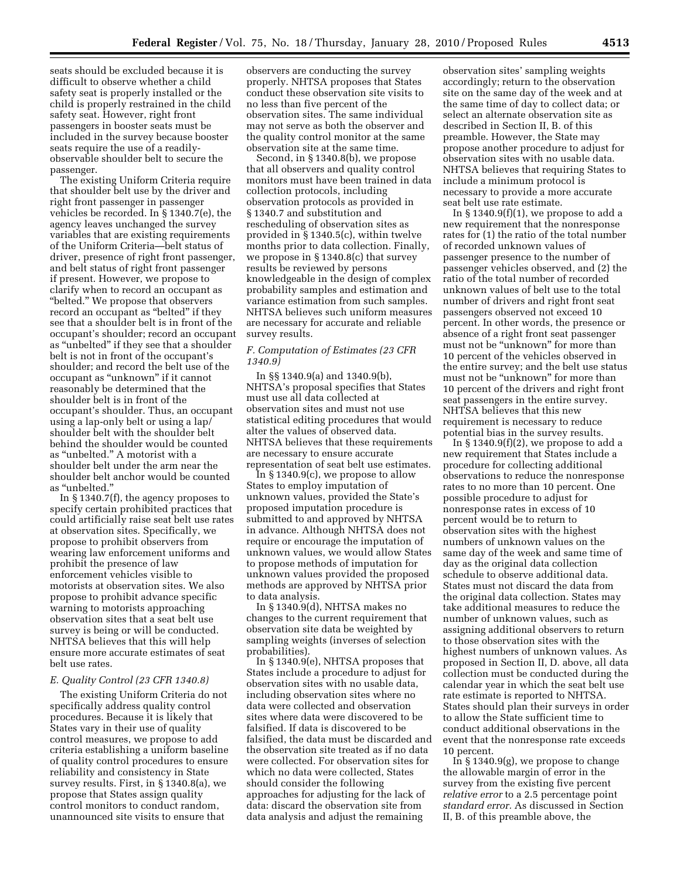seats should be excluded because it is difficult to observe whether a child safety seat is properly installed or the child is properly restrained in the child safety seat. However, right front passengers in booster seats must be included in the survey because booster seats require the use of a readily-observable shoulder belt to secure the passenger.

The existing Uniform Criteria require that shoulder belt use by the driver and right front passenger in passenger vehicles be recorded. In § 1340.7(e), the agency leaves unchanged the survey variables that are existing requirements of the Uniform Criteria—belt status of driver, presence of right front passenger, and belt status of right front passenger if present. However, we propose to clarify when to record an occupant as "belted." We propose that observers record an occupant as "belted" if they see that a shoulder belt is in front of the occupant's shoulder; record an occupant as "unbelted" if they see that a shoulder belt is not in front of the occupant's shoulder; and record the belt use of the occupant as "unknown" if it cannot reasonably be determined that the shoulder belt is in front of the occupant's shoulder. Thus, an occupant using a lap-only belt or using a lap/shoulder belt with the shoulder belt behind the shoulder would be counted as "unbelted." A motorist with a shoulder belt under the arm near the shoulder belt anchor would be counted as "unbelted."

In § 1340.7(f), the agency proposes to specify certain prohibited practices that could artificially raise seat belt use rates at observation sites. Specifically, we propose to prohibit observers from wearing law enforcement uniforms and prohibit the presence of law enforcement vehicles visible to motorists at observation sites. We also propose to prohibit advance specific warning to motorists approaching observation sites that a seat belt use survey is being or will be conducted. NHTSA believes that this will help ensure more accurate estimates of seat belt use rates.

### *E. Quality Control (23 CFR 1340.8)*

The existing Uniform Criteria do not specifically address quality control procedures. Because it is likely that States vary in their use of quality control measures, we propose to add criteria establishing a uniform baseline of quality control procedures to ensure reliability and consistency in State survey results. First, in § 1340.8(a), we propose that States assign quality control monitors to conduct random, unannounced site visits to ensure that observers are conducting the survey properly. NHTSA proposes that States conduct these observation site visits to no less than five percent of the observation sites. The same individual may not serve as both the observer and the quality control monitor at the same observation site at the same time.

Second, in § 1340.8(b), we propose that all observers and quality control monitors must have been trained in data collection protocols, including observation protocols as provided in § 1340.7 and substitution and rescheduling of observation sites as provided in § 1340.5(c), within twelve months prior to data collection. Finally, we propose in § 1340.8(c) that survey results be reviewed by persons knowledgeable in the design of complex probability samples and estimation and variance estimation from such samples. NHTSA believes such uniform measures are necessary for accurate and reliable survey results.

### *F. Computation of Estimates (23 CFR 1340.9)*

In §§ 1340.9(a) and 1340.9(b), NHTSA's proposal specifies that States must use all data collected at observation sites and must not use statistical editing procedures that would alter the values of observed data. NHTSA believes that these requirements are necessary to ensure accurate representation of seat belt use estimates.

In § 1340.9(c), we propose to allow States to employ imputation of unknown values, provided the State's proposed imputation procedure is submitted to and approved by NHTSA in advance. Although NHTSA does not require or encourage the imputation of unknown values, we would allow States to propose methods of imputation for unknown values provided the proposed methods are approved by NHTSA prior to data analysis.

In § 1340.9(d), NHTSA makes no changes to the current requirement that observation site data be weighted by sampling weights (inverses of selection probabilities).

In § 1340.9(e), NHTSA proposes that States include a procedure to adjust for observation sites with no usable data, including observation sites where no data were collected and observation sites where data were discovered to be falsified. If data is discovered to be falsified, the data must be discarded and the observation site treated as if no data were collected. For observation sites for which no data were collected, States should consider the following approaches for adjusting for the lack of data: discard the observation site from data analysis and adjust the remaining observation sites' sampling weights accordingly; return to the observation site on the same day of the week and at the same time of day to collect data; or select an alternate observation site as described in Section II, B. of this preamble. However, the State may propose another procedure to adjust for observation sites with no usable data. NHTSA believes that requiring States to include a minimum protocol is necessary to provide a more accurate seat belt use rate estimate.

In § 1340.9(f)(1), we propose to add a new requirement that the nonresponse rates for (1) the ratio of the total number of recorded unknown values of passenger presence to the number of passenger vehicles observed, and (2) the ratio of the total number of recorded unknown values of belt use to the total number of drivers and right front seat passengers observed not exceed 10 percent. In other words, the presence or absence of a right front seat passenger must not be "unknown" for more than 10 percent of the vehicles observed in the entire survey; and the belt use status must not be "unknown" for more than 10 percent of the drivers and right front seat passengers in the entire survey. NHTSA believes that this new requirement is necessary to reduce potential bias in the survey results.

In § 1340.9(f)(2), we propose to add a new requirement that States include a procedure for collecting additional observations to reduce the nonresponse rates to no more than 10 percent. One possible procedure to adjust for nonresponse rates in excess of 10 percent would be to return to observation sites with the highest numbers of unknown values on the same day of the week and same time of day as the original data collection schedule to observe additional data. States must not discard the data from the original data collection. States may take additional measures to reduce the number of unknown values, such as assigning additional observers to return to those observation sites with the highest numbers of unknown values. As proposed in Section II, D. above, all data collection must be conducted during the calendar year in which the seat belt use rate estimate is reported to NHTSA. States should plan their surveys in order to allow the State sufficient time to conduct additional observations in the event that the nonresponse rate exceeds 10 percent.

In § 1340.9(g), we propose to change the allowable margin of error in the survey from the existing five percent *relative error* to a 2.5 percentage point *standard error.* As discussed in Section II, B. of this preamble above, the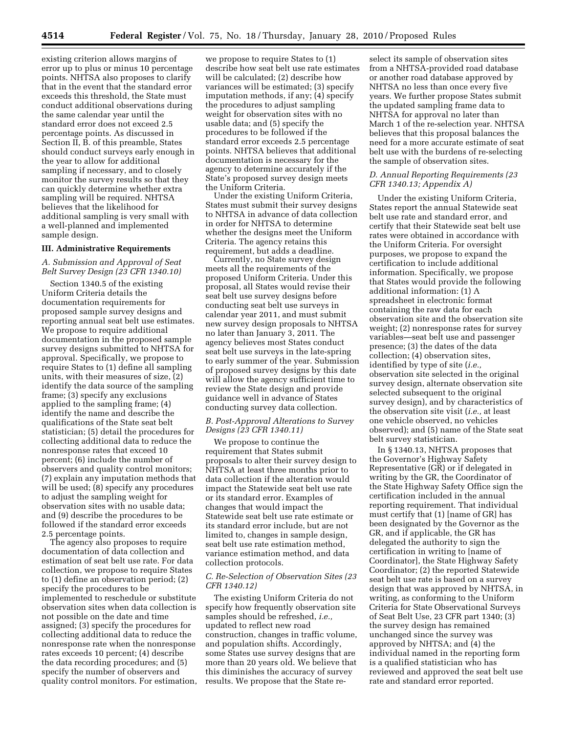existing criterion allows margins of error up to plus or minus 10 percentage points. NHTSA also proposes to clarify that in the event that the standard error exceeds this threshold, the State must conduct additional observations during the same calendar year until the standard error does not exceed 2.5 percentage points. As discussed in Section II, B. of this preamble, States should conduct surveys early enough in the year to allow for additional sampling if necessary, and to closely monitor the survey results so that they can quickly determine whether extra sampling will be required. NHTSA believes that the likelihood for additional sampling is very small with a well-planned and implemented sample design.

## III. Administrative Requirements

### *A. Submission and Approval of Seat Belt Survey Design (23 CFR 1340.10)*

Section 1340.5 of the existing Uniform Criteria details the documentation requirements for proposed sample survey designs and reporting annual seat belt use estimates. We propose to require additional documentation in the proposed sample survey designs submitted to NHTSA for approval. Specifically, we propose to require States to (1) define all sampling units, with their measures of size, (2) identify the data source of the sampling frame; (3) specify any exclusions applied to the sampling frame; (4) identify the name and describe the qualifications of the State seat belt statistician; (5) detail the procedures for collecting additional data to reduce the nonresponse rates that exceed 10 percent; (6) include the number of observers and quality control monitors; (7) explain any imputation methods that will be used; (8) specify any procedures to adjust the sampling weight for observation sites with no usable data; and (9) describe the procedures to be followed if the standard error exceeds 2.5 percentage points.

The agency also proposes to require documentation of data collection and estimation of seat belt use rate. For data collection, we propose to require States to (1) define an observation period; (2) specify the procedures to be implemented to reschedule or substitute observation sites when data collection is not possible on the date and time assigned; (3) specify the procedures for collecting additional data to reduce the nonresponse rate when the nonresponse rates exceeds 10 percent; (4) describe the data recording procedures; and (5) specify the number of observers and quality control monitors. For estimation, we propose to require States to (1) describe how seat belt use rate estimates will be calculated; (2) describe how variances will be estimated; (3) specify imputation methods, if any; (4) specify the procedures to adjust sampling weight for observation sites with no usable data; and (5) specify the procedures to be followed if the standard error exceeds 2.5 percentage points. NHTSA believes that additional documentation is necessary for the agency to determine accurately if the State's proposed survey design meets the Uniform Criteria.

Under the existing Uniform Criteria, States must submit their survey designs to NHTSA in advance of data collection in order for NHTSA to determine whether the designs meet the Uniform Criteria. The agency retains this requirement, but adds a deadline.

Currently, no State survey design meets all the requirements of the proposed Uniform Criteria. Under this proposal, all States would revise their seat belt use survey designs before conducting seat belt use surveys in calendar year 2011, and must submit new survey design proposals to NHTSA no later than January 3, 2011. The agency believes most States conduct seat belt use surveys in the late-spring to early summer of the year. Submission of proposed survey designs by this date will allow the agency sufficient time to review the State design and provide guidance well in advance of States conducting survey data collection.

### *B. Post-Approval Alterations to Survey Designs (23 CFR 1340.11)*

We propose to continue the requirement that States submit proposals to alter their survey design to NHTSA at least three months prior to data collection if the alteration would impact the Statewide seat belt use rate or its standard error. Examples of changes that would impact the Statewide seat belt use rate estimate or its standard error include, but are not limited to, changes in sample design, seat belt use rate estimation method, variance estimation method, and data collection protocols.

### *C. Re-Selection of Observation Sites (23 CFR 1340.12)*

The existing Uniform Criteria do not specify how frequently observation site samples should be refreshed, *i.e.,* updated to reflect new road construction, changes in traffic volume, and population shifts. Accordingly, some States use survey designs that are more than 20 years old. We believe that this diminishes the accuracy of survey results. We propose that the State re-select its sample of observation sites from a NHTSA-provided road database or another road database approved by NHTSA no less than once every five years. We further propose States submit the updated sampling frame data to NHTSA for approval no later than March 1 of the re-selection year. NHTSA believes that this proposal balances the need for a more accurate estimate of seat belt use with the burdens of re-selecting the sample of observation sites.

### *D. Annual Reporting Requirements (23 CFR 1340.13; Appendix A)*

Under the existing Uniform Criteria, States report the annual Statewide seat belt use rate and standard error, and certify that their Statewide seat belt use rates were obtained in accordance with the Uniform Criteria. For oversight purposes, we propose to expand the certification to include additional information. Specifically, we propose that States would provide the following additional information: (1) A spreadsheet in electronic format containing the raw data for each observation site and the observation site weight; (2) nonresponse rates for survey variables—seat belt use and passenger presence; (3) the dates of the data collection; (4) observation sites, identified by type of site (*i.e.,* observation site selected in the original survey design, alternate observation site selected subsequent to the original survey design), and by characteristics of the observation site visit (*i.e.,* at least one vehicle observed, no vehicles observed); and (5) name of the State seat belt survey statistician.

In § 1340.13, NHTSA proposes that the Governor's Highway Safety Representative (GR) or if delegated in writing by the GR, the Coordinator of the State Highway Safety Office sign the certification included in the annual reporting requirement. That individual must certify that (1) [name of GR] has been designated by the Governor as the GR, and if applicable, the GR has delegated the authority to sign the certification in writing to [name of Coordinator], the State Highway Safety Coordinator; (2) the reported Statewide seat belt use rate is based on a survey design that was approved by NHTSA, in writing, as conforming to the Uniform Criteria for State Observational Surveys of Seat Belt Use, 23 CFR part 1340; (3) the survey design has remained unchanged since the survey was approved by NHTSA; and (4) the individual named in the reporting form is a qualified statistician who has reviewed and approved the seat belt use rate and standard error reported.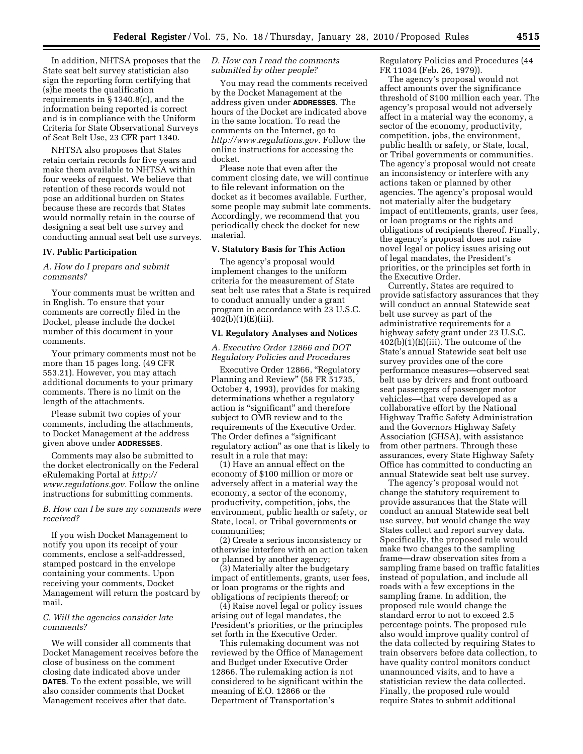In addition, NHTSA proposes that the State seat belt survey statistician also sign the reporting form certifying that (s)he meets the qualification requirements in § 1340.8(c), and the information being reported is correct and is in compliance with the Uniform Criteria for State Observational Surveys of Seat Belt Use, 23 CFR part 1340.

NHTSA also proposes that States retain certain records for five years and make them available to NHTSA within four weeks of request. We believe that retention of these records would not pose an additional burden on States because these are records that States would normally retain in the course of designing a seat belt use survey and conducting annual seat belt use surveys.

## IV. Public Participation

### *A. How do I prepare and submit comments?*

Your comments must be written and in English. To ensure that your comments are correctly filed in the Docket, please include the docket number of this document in your comments.

Your primary comments must not be more than 15 pages long. (49 CFR 553.21). However, you may attach additional documents to your primary comments. There is no limit on the length of the attachments.

Please submit two copies of your comments, including the attachments, to Docket Management at the address given above under **ADDRESSES**.

Comments may also be submitted to the docket electronically on the Federal eRulemaking Portal at *http://www.regulations.gov*. Follow the online instructions for submitting comments.

### *B. How can I be sure my comments were received?*

If you wish Docket Management to notify you upon its receipt of your comments, enclose a self-addressed, stamped postcard in the envelope containing your comments. Upon receiving your comments, Docket Management will return the postcard by mail.

### *C. Will the agencies consider late comments?*

We will consider all comments that Docket Management receives before the close of business on the comment closing date indicated above under **DATES**. To the extent possible, we will also consider comments that Docket Management receives after that date.

### *D. How can I read the comments submitted by other people?*

You may read the comments received by the Docket Management at the address given under **ADDRESSES**. The hours of the Docket are indicated above in the same location. To read the comments on the Internet, go to *http://www.regulations.gov*. Follow the online instructions for accessing the docket.

Please note that even after the comment closing date, we will continue to file relevant information on the docket as it becomes available. Further, some people may submit late comments. Accordingly, we recommend that you periodically check the docket for new material.

## V. Statutory Basis for This Action

The agency's proposal would implement changes to the uniform criteria for the measurement of State seat belt use rates that a State is required to conduct annually under a grant program in accordance with 23 U.S.C. 402(b)(1)(E)(iii).

## VI. Regulatory Analyses and Notices

### *A. Executive Order 12866 and DOT Regulatory Policies and Procedures*

Executive Order 12866, "Regulatory Planning and Review" (58 FR 51735, October 4, 1993), provides for making determinations whether a regulatory action is "significant" and therefore subject to OMB review and to the requirements of the Executive Order. The Order defines a "significant regulatory action" as one that is likely to result in a rule that may:

(1) Have an annual effect on the economy of $100 million or more or adversely affect in a material way the economy, a sector of the economy, productivity, competition, jobs, the environment, public health or safety, or State, local, or Tribal governments or communities;

(2) Create a serious inconsistency or otherwise interfere with an action taken or planned by another agency;

(3) Materially alter the budgetary impact of entitlements, grants, user fees, or loan programs or the rights and obligations of recipients thereof; or

(4) Raise novel legal or policy issues arising out of legal mandates, the President's priorities, or the principles set forth in the Executive Order.

This rulemaking document was not reviewed by the Office of Management and Budget under Executive Order 12866. The rulemaking action is not considered to be significant within the meaning of E.O. 12866 or the Department of Transportation's Regulatory Policies and Procedures (44 FR 11034 (Feb. 26, 1979)).

The agency's proposal would not affect amounts over the significance threshold of $100 million each year. The agency's proposal would not adversely affect in a material way the economy, a sector of the economy, productivity, competition, jobs, the environment, public health or safety, or State, local, or Tribal governments or communities. The agency's proposal would not create an inconsistency or interfere with any actions taken or planned by other agencies. The agency's proposal would not materially alter the budgetary impact of entitlements, grants, user fees, or loan programs or the rights and obligations of recipients thereof. Finally, the agency's proposal does not raise novel legal or policy issues arising out of legal mandates, the President's priorities, or the principles set forth in the Executive Order.

Currently, States are required to provide satisfactory assurances that they will conduct an annual Statewide seat belt use survey as part of the administrative requirements for a highway safety grant under 23 U.S.C. 402(b)(1)(E)(iii). The outcome of the State's annual Statewide seat belt use survey provides one of the core performance measures—observed seat belt use by drivers and front outboard seat passengers of passenger motor vehicles—that were developed as a collaborative effort by the National Highway Traffic Safety Administration and the Governors Highway Safety Association (GHSA), with assistance from other partners. Through these assurances, every State Highway Safety Office has committed to conducting an annual Statewide seat belt use survey.

The agency's proposal would not change the statutory requirement to provide assurances that the State will conduct an annual Statewide seat belt use survey, but would change the way States collect and report survey data. Specifically, the proposed rule would make two changes to the sampling frame—draw observation sites from a sampling frame based on traffic fatalities instead of population, and include all roads with a few exceptions in the sampling frame. In addition, the proposed rule would change the standard error to not to exceed 2.5 percentage points. The proposed rule also would improve quality control of the data collected by requiring States to train observers before data collection, to have quality control monitors conduct unannounced visits, and to have a statistician review the data collected. Finally, the proposed rule would require States to submit additional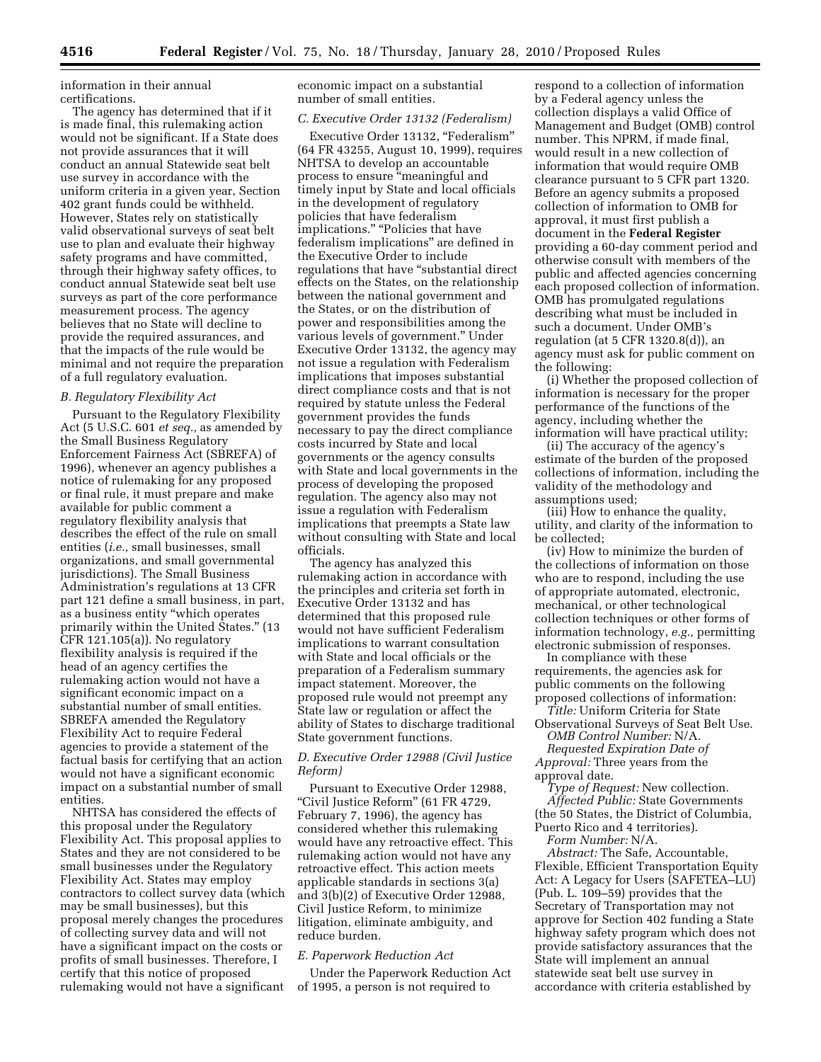information in their annual certifications.

The agency has determined that if it is made final, this rulemaking action would not be significant. If a State does not provide assurances that it will conduct an annual Statewide seat belt use survey in accordance with the uniform criteria in a given year, Section 402 grant funds could be withheld. However, States rely on statistically valid observational surveys of seat belt use to plan and evaluate their highway safety programs and have committed, through their highway safety offices, to conduct annual Statewide seat belt use surveys as part of the core performance measurement process. The agency believes that no State will decline to provide the required assurances, and that the impacts of the rule would be minimal and not require the preparation of a full regulatory evaluation.

### *B. Regulatory Flexibility Act*

Pursuant to the Regulatory Flexibility Act (5 U.S.C. 601 *et seq.,* as amended by the Small Business Regulatory Enforcement Fairness Act (SBREFA) of 1996), whenever an agency publishes a notice of rulemaking for any proposed or final rule, it must prepare and make available for public comment a regulatory flexibility analysis that describes the effect of the rule on small entities (*i.e.,* small businesses, small organizations, and small governmental jurisdictions). The Small Business Administration's regulations at 13 CFR part 121 define a small business, in part, as a business entity "which operates primarily within the United States." (13 CFR 121.105(a)). No regulatory flexibility analysis is required if the head of an agency certifies the rulemaking action would not have a significant economic impact on a substantial number of small entities. SBREFA amended the Regulatory Flexibility Act to require Federal agencies to provide a statement of the factual basis for certifying that an action would not have a significant economic impact on a substantial number of small entities.

NHTSA has considered the effects of this proposal under the Regulatory Flexibility Act. This proposal applies to States and they are not considered to be small businesses under the Regulatory Flexibility Act. States may employ contractors to collect survey data (which may be small businesses), but this proposal merely changes the procedures of collecting survey data and will not have a significant impact on the costs or profits of small businesses. Therefore, I certify that this notice of proposed rulemaking would not have a significant economic impact on a substantial number of small entities.

### *C. Executive Order 13132 (Federalism)*

Executive Order 13132, "Federalism" (64 FR 43255, August 10, 1999), requires NHTSA to develop an accountable process to ensure "meaningful and timely input by State and local officials in the development of regulatory policies that have federalism implications." "Policies that have federalism implications" are defined in the Executive Order to include regulations that have "substantial direct effects on the States, on the relationship between the national government and the States, or on the distribution of power and responsibilities among the various levels of government." Under Executive Order 13132, the agency may not issue a regulation with Federalism implications that imposes substantial direct compliance costs and that is not required by statute unless the Federal government provides the funds necessary to pay the direct compliance costs incurred by State and local governments or the agency consults with State and local governments in the process of developing the proposed regulation. The agency also may not issue a regulation with Federalism implications that preempts a State law without consulting with State and local officials.

The agency has analyzed this rulemaking action in accordance with the principles and criteria set forth in Executive Order 13132 and has determined that this proposed rule would not have sufficient Federalism implications to warrant consultation with State and local officials or the preparation of a Federalism summary impact statement. Moreover, the proposed rule would not preempt any State law or regulation or affect the ability of States to discharge traditional State government functions.

### *D. Executive Order 12988 (Civil Justice Reform)*

Pursuant to Executive Order 12988, "Civil Justice Reform" (61 FR 4729, February 7, 1996), the agency has considered whether this rulemaking would have any retroactive effect. This rulemaking action would not have any retroactive effect. This action meets applicable standards in sections 3(a) and 3(b)(2) of Executive Order 12988, Civil Justice Reform, to minimize litigation, eliminate ambiguity, and reduce burden.

### *E. Paperwork Reduction Act*

Under the Paperwork Reduction Act of 1995, a person is not required to respond to a collection of information by a Federal agency unless the collection displays a valid Office of Management and Budget (OMB) control number. This NPRM, if made final, would result in a new collection of information that would require OMB clearance pursuant to 5 CFR part 1320. Before an agency submits a proposed collection of information to OMB for approval, it must first publish a document in the **Federal Register** providing a 60-day comment period and otherwise consult with members of the public and affected agencies concerning each proposed collection of information. OMB has promulgated regulations describing what must be included in such a document. Under OMB's regulation (at 5 CFR 1320.8(d)), an agency must ask for public comment on the following:

(i) Whether the proposed collection of information is necessary for the proper performance of the functions of the agency, including whether the information will have practical utility;

(ii) The accuracy of the agency's estimate of the burden of the proposed collections of information, including the validity of the methodology and assumptions used;

(iii) How to enhance the quality, utility, and clarity of the information to be collected;

(iv) How to minimize the burden of the collections of information on those who are to respond, including the use of appropriate automated, electronic, mechanical, or other technological collection techniques or other forms of information technology, *e.g.,* permitting electronic submission of responses.

In compliance with these requirements, the agencies ask for public comments on the following proposed collections of information:

*Title:* Uniform Criteria for State Observational Surveys of Seat Belt Use.

*OMB Control Number:* N/A.

*Requested Expiration Date of Approval:* Three years from the approval date.

*Type of Request:* New collection.

*Affected Public:* State Governments (the 50 States, the District of Columbia, Puerto Rico and 4 territories).

*Form Number:* N/A.

*Abstract:* The Safe, Accountable, Flexible, Efficient Transportation Equity Act: A Legacy for Users (SAFETEA–LU) (Pub. L. 109–59) provides that the Secretary of Transportation may not approve for Section 402 funding a State highway safety program which does not provide satisfactory assurances that the State will implement an annual statewide seat belt use survey in accordance with criteria established by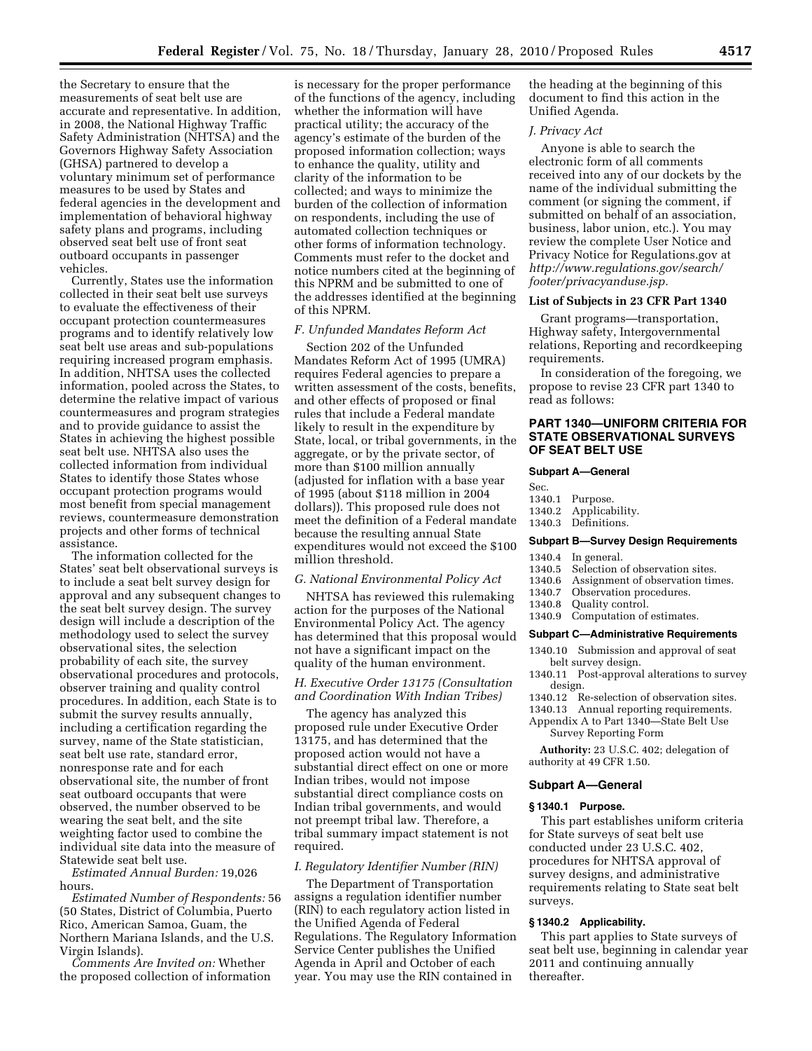the Secretary to ensure that the measurements of seat belt use are accurate and representative. In addition, in 2008, the National Highway Traffic Safety Administration (NHTSA) and the Governors Highway Safety Association (GHSA) partnered to develop a voluntary minimum set of performance measures to be used by States and federal agencies in the development and implementation of behavioral highway safety plans and programs, including observed seat belt use of front seat outboard occupants in passenger vehicles.

Currently, States use the information collected in their seat belt use surveys to evaluate the effectiveness of their occupant protection countermeasures programs and to identify relatively low seat belt use areas and sub-populations requiring increased program emphasis. In addition, NHTSA uses the collected information, pooled across the States, to determine the relative impact of various countermeasures and program strategies and to provide guidance to assist the States in achieving the highest possible seat belt use. NHTSA also uses the collected information from individual States to identify those States whose occupant protection programs would most benefit from special management reviews, countermeasure demonstration projects and other forms of technical assistance.

The information collected for the States' seat belt observational surveys is to include a seat belt survey design for approval and any subsequent changes to the seat belt survey design. The survey design will include a description of the methodology used to select the survey observational sites, the selection probability of each site, the survey observational procedures and protocols, observer training and quality control procedures. In addition, each State is to submit the survey results annually, including a certification regarding the survey, name of the State statistician, seat belt use rate, standard error, nonresponse rate and for each observational site, the number of front seat outboard occupants that were observed, the number observed to be wearing the seat belt, and the site weighting factor used to combine the individual site data into the measure of Statewide seat belt use.

*Estimated Annual Burden:* 19,026 hours.

*Estimated Number of Respondents:* 56 (50 States, District of Columbia, Puerto Rico, American Samoa, Guam, the Northern Mariana Islands, and the U.S. Virgin Islands).

*Comments Are Invited on:* Whether the proposed collection of information is necessary for the proper performance of the functions of the agency, including whether the information will have practical utility; the accuracy of the agency's estimate of the burden of the proposed information collection; ways to enhance the quality, utility and clarity of the information to be collected; and ways to minimize the burden of the collection of information on respondents, including the use of automated collection techniques or other forms of information technology. Comments must refer to the docket and notice numbers cited at the beginning of this NPRM and be submitted to one of the addresses identified at the beginning of this NPRM.

### *F. Unfunded Mandates Reform Act*

Section 202 of the Unfunded Mandates Reform Act of 1995 (UMRA) requires Federal agencies to prepare a written assessment of the costs, benefits, and other effects of proposed or final rules that include a Federal mandate likely to result in the expenditure by State, local, or tribal governments, in the aggregate, or by the private sector, of more than $100 million annually (adjusted for inflation with a base year of 1995 (about $118 million in 2004 dollars)). This proposed rule does not meet the definition of a Federal mandate because the resulting annual State expenditures would not exceed the $100 million threshold.

### *G. National Environmental Policy Act*

NHTSA has reviewed this rulemaking action for the purposes of the National Environmental Policy Act. The agency has determined that this proposal would not have a significant impact on the quality of the human environment.

### *H. Executive Order 13175 (Consultation and Coordination With Indian Tribes)*

The agency has analyzed this proposed rule under Executive Order 13175, and has determined that the proposed action would not have a substantial direct effect on one or more Indian tribes, would not impose substantial direct compliance costs on Indian tribal governments, and would not preempt tribal law. Therefore, a tribal summary impact statement is not required.

### *I. Regulatory Identifier Number (RIN)*

The Department of Transportation assigns a regulation identifier number (RIN) to each regulatory action listed in the Unified Agenda of Federal Regulations. The Regulatory Information Service Center publishes the Unified Agenda in April and October of each year. You may use the RIN contained in the heading at the beginning of this document to find this action in the Unified Agenda.

### *J. Privacy Act*

Anyone is able to search the electronic form of all comments received into any of our dockets by the name of the individual submitting the comment (or signing the comment, if submitted on behalf of an association, business, labor union, etc.). You may review the complete User Notice and Privacy Notice for Regulations.gov at *http://www.regulations.gov/search/footer/privacyanduse.jsp*.

### List of Subjects in 23 CFR Part 1340

Grant programs—transportation, Highway safety, Intergovernmental relations, Reporting and recordkeeping requirements.

In consideration of the foregoing, we propose to revise 23 CFR part 1340 to read as follows:

## PART 1340—UNIFORM CRITERIA FOR STATE OBSERVATIONAL SURVEYS OF SEAT BELT USE

**Subpart A—General**

Sec.
1340.1 Purpose.
1340.2 Applicability.
1340.3 Definitions.

**Subpart B—Survey Design Requirements**

1340.4 In general.
1340.5 Selection of observation sites.
1340.6 Assignment of observation times.
1340.7 Observation procedures.
1340.8 Quality control.
1340.9 Computation of estimates.

**Subpart C—Administrative Requirements**

1340.10 Submission and approval of seat belt survey design.
1340.11 Post-approval alterations to survey design.
1340.12 Re-selection of observation sites.
1340.13 Annual reporting requirements.
Appendix A to Part 1340—State Belt Use Survey Reporting Form

**Authority:** 23 U.S.C. 402; delegation of authority at 49 CFR 1.50.

### Subpart A—General

#### § 1340.1 Purpose.

This part establishes uniform criteria for State surveys of seat belt use conducted under 23 U.S.C. 402, procedures for NHTSA approval of survey designs, and administrative requirements relating to State seat belt surveys.

#### § 1340.2 Applicability.

This part applies to State surveys of seat belt use, beginning in calendar year 2011 and continuing annually thereafter.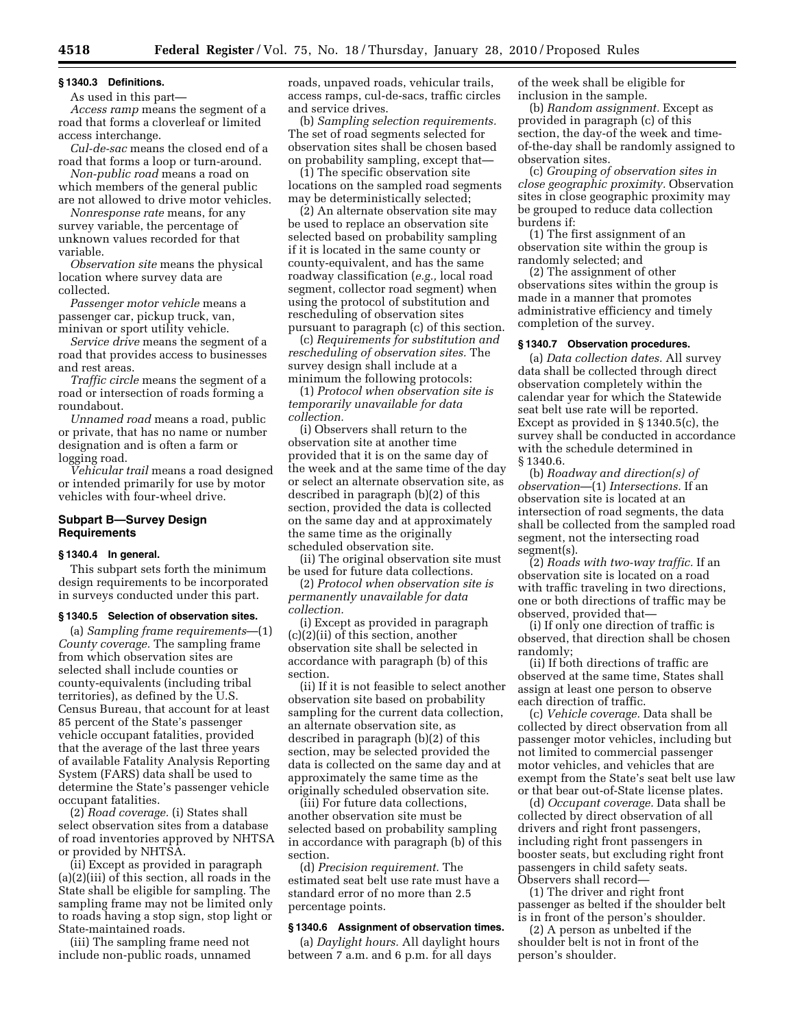### § 1340.3 Definitions.

As used in this part—

*Access ramp* means the segment of a road that forms a cloverleaf or limited access interchange.

*Cul-de-sac* means the closed end of a road that forms a loop or turn-around.

*Non-public road* means a road on which members of the general public are not allowed to drive motor vehicles.

*Nonresponse rate* means, for any survey variable, the percentage of unknown values recorded for that variable.

*Observation site* means the physical location where survey data are collected.

*Passenger motor vehicle* means a passenger car, pickup truck, van, minivan or sport utility vehicle.

*Service drive* means the segment of a road that provides access to businesses and rest areas.

*Traffic circle* means the segment of a road or intersection of roads forming a roundabout.

*Unnamed road* means a road, public or private, that has no name or number designation and is often a farm or logging road.

*Vehicular trail* means a road designed or intended primarily for use by motor vehicles with four-wheel drive.

## Subpart B—Survey Design Requirements

### § 1340.4 In general.

This subpart sets forth the minimum design requirements to be incorporated in surveys conducted under this part.

### § 1340.5 Selection of observation sites.

(a) *Sampling frame requirements*—(1) *County coverage.* The sampling frame from which observation sites are selected shall include counties or county-equivalents (including tribal territories), as defined by the U.S. Census Bureau, that account for at least 85 percent of the State's passenger vehicle occupant fatalities, provided that the average of the last three years of available Fatality Analysis Reporting System (FARS) data shall be used to determine the State's passenger vehicle occupant fatalities.

(2) *Road coverage.* (i) States shall select observation sites from a database of road inventories approved by NHTSA or provided by NHTSA.

(ii) Except as provided in paragraph (a)(2)(iii) of this section, all roads in the State shall be eligible for sampling. The sampling frame may not be limited only to roads having a stop sign, stop light or State-maintained roads.

(iii) The sampling frame need not include non-public roads, unnamed roads, unpaved roads, vehicular trails, access ramps, cul-de-sacs, traffic circles and service drives.

(b) *Sampling selection requirements.* The set of road segments selected for observation sites shall be chosen based on probability sampling, except that—

(1) The specific observation site locations on the sampled road segments may be deterministically selected;

(2) An alternate observation site may be used to replace an observation site selected based on probability sampling if it is located in the same county or county-equivalent, and has the same roadway classification (*e.g.,* local road segment, collector road segment) when using the protocol of substitution and rescheduling of observation sites pursuant to paragraph (c) of this section.

(c) *Requirements for substitution and rescheduling of observation sites.* The survey design shall include at a minimum the following protocols:

(1) *Protocol when observation site is temporarily unavailable for data collection.*

(i) Observers shall return to the observation site at another time provided that it is on the same day of the week and at the same time of the day or select an alternate observation site, as described in paragraph (b)(2) of this section, provided the data is collected on the same day and at approximately the same time as the originally scheduled observation site.

(ii) The original observation site must be used for future data collections.

(2) *Protocol when observation site is permanently unavailable for data collection.*

(i) Except as provided in paragraph (c)(2)(ii) of this section, another observation site shall be selected in accordance with paragraph (b) of this section.

(ii) If it is not feasible to select another observation site based on probability sampling for the current data collection, an alternate observation site, as described in paragraph (b)(2) of this section, may be selected provided the data is collected on the same day and at approximately the same time as the originally scheduled observation site.

(iii) For future data collections, another observation site must be selected based on probability sampling in accordance with paragraph (b) of this section.

(d) *Precision requirement.* The estimated seat belt use rate must have a standard error of no more than 2.5 percentage points.

### § 1340.6 Assignment of observation times.

(a) *Daylight hours.* All daylight hours between 7 a.m. and 6 p.m. for all days of the week shall be eligible for inclusion in the sample.

(b) *Random assignment.* Except as provided in paragraph (c) of this section, the day-of the week and time-of-the-day shall be randomly assigned to observation sites.

(c) *Grouping of observation sites in close geographic proximity.* Observation sites in close geographic proximity may be grouped to reduce data collection burdens if:

(1) The first assignment of an observation site within the group is randomly selected; and

(2) The assignment of other observations sites within the group is made in a manner that promotes administrative efficiency and timely completion of the survey.

### § 1340.7 Observation procedures.

(a) *Data collection dates.* All survey data shall be collected through direct observation completely within the calendar year for which the Statewide seat belt use rate will be reported. Except as provided in § 1340.5(c), the survey shall be conducted in accordance with the schedule determined in § 1340.6.

(b) *Roadway and direction(s) of observation*—(1) *Intersections.* If an observation site is located at an intersection of road segments, the data shall be collected from the sampled road segment, not the intersecting road segment(s).

(2) *Roads with two-way traffic.* If an observation site is located on a road with traffic traveling in two directions, one or both directions of traffic may be observed, provided that—

(i) If only one direction of traffic is observed, that direction shall be chosen randomly;

(ii) If both directions of traffic are observed at the same time, States shall assign at least one person to observe each direction of traffic.

(c) *Vehicle coverage.* Data shall be collected by direct observation from all passenger motor vehicles, including but not limited to commercial passenger motor vehicles, and vehicles that are exempt from the State's seat belt use law or that bear out-of-State license plates.

(d) *Occupant coverage.* Data shall be collected by direct observation of all drivers and right front passengers, including right front passengers in booster seats, but excluding right front passengers in child safety seats. Observers shall record—

(1) The driver and right front passenger as belted if the shoulder belt is in front of the person's shoulder.

(2) A person as unbelted if the shoulder belt is not in front of the person's shoulder.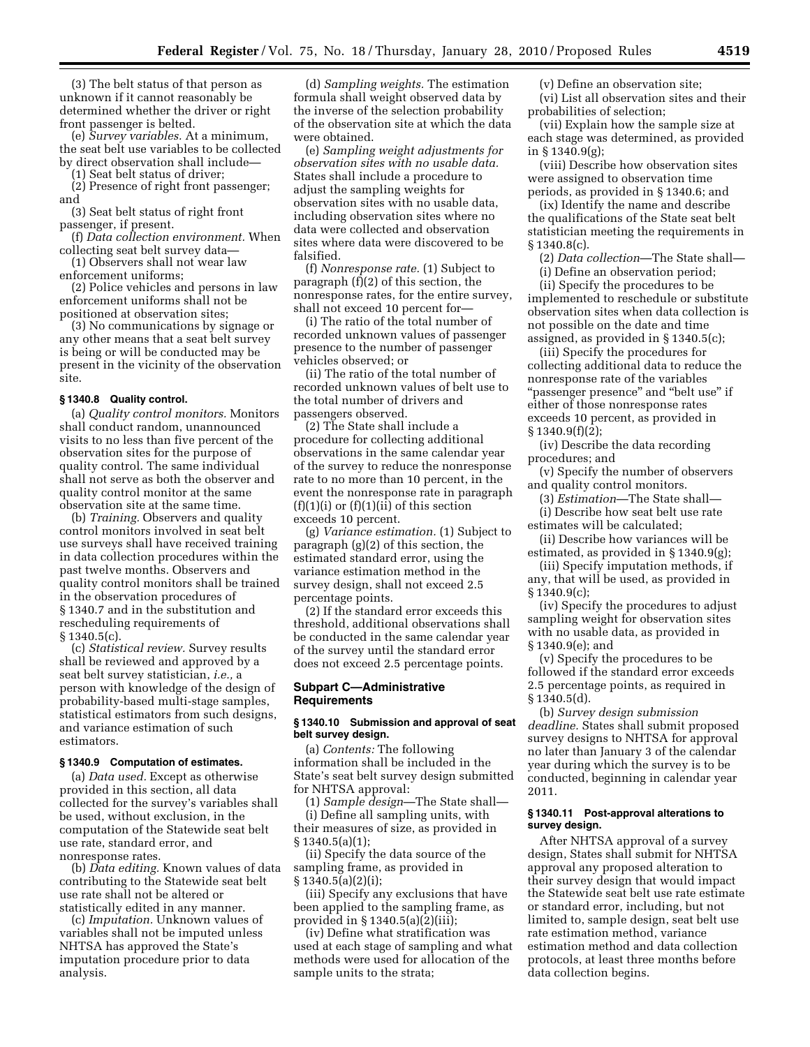(3) The belt status of that person as unknown if it cannot reasonably be determined whether the driver or right front passenger is belted.

(e) *Survey variables.* At a minimum, the seat belt use variables to be collected by direct observation shall include—

(1) Seat belt status of driver;

(2) Presence of right front passenger; and

(3) Seat belt status of right front passenger, if present.

(f) *Data collection environment.* When collecting seat belt survey data—

(1) Observers shall not wear law enforcement uniforms;

(2) Police vehicles and persons in law enforcement uniforms shall not be positioned at observation sites;

(3) No communications by signage or any other means that a seat belt survey is being or will be conducted may be present in the vicinity of the observation site.

#### § 1340.8 Quality control.

(a) *Quality control monitors.* Monitors shall conduct random, unannounced visits to no less than five percent of the observation sites for the purpose of quality control. The same individual shall not serve as both the observer and quality control monitor at the same observation site at the same time.

(b) *Training.* Observers and quality control monitors involved in seat belt use surveys shall have received training in data collection procedures within the past twelve months. Observers and quality control monitors shall be trained in the observation procedures of § 1340.7 and in the substitution and rescheduling requirements of § 1340.5(c).

(c) *Statistical review.* Survey results shall be reviewed and approved by a seat belt survey statistician, *i.e.,* a person with knowledge of the design of probability-based multi-stage samples, statistical estimators from such designs, and variance estimation of such estimators.

#### § 1340.9 Computation of estimates.

(a) *Data used.* Except as otherwise provided in this section, all data collected for the survey's variables shall be used, without exclusion, in the computation of the Statewide seat belt use rate, standard error, and nonresponse rates.

(b) *Data editing.* Known values of data contributing to the Statewide seat belt use rate shall not be altered or statistically edited in any manner.

(c) *Imputation.* Unknown values of variables shall not be imputed unless NHTSA has approved the State's imputation procedure prior to data analysis.

(d) *Sampling weights.* The estimation formula shall weight observed data by the inverse of the selection probability of the observation site at which the data were obtained.

(e) *Sampling weight adjustments for observation sites with no usable data.* States shall include a procedure to adjust the sampling weights for observation sites with no usable data, including observation sites where no data were collected and observation sites where data were discovered to be falsified.

(f) *Nonresponse rate.* (1) Subject to paragraph (f)(2) of this section, the nonresponse rates, for the entire survey, shall not exceed 10 percent for—

(i) The ratio of the total number of recorded unknown values of passenger presence to the number of passenger vehicles observed; or

(ii) The ratio of the total number of recorded unknown values of belt use to the total number of drivers and passengers observed.

(2) The State shall include a procedure for collecting additional observations in the same calendar year of the survey to reduce the nonresponse rate to no more than 10 percent, in the event the nonresponse rate in paragraph (f)(1)(i) or (f)(1)(ii) of this section exceeds 10 percent.

(g) *Variance estimation.* (1) Subject to paragraph (g)(2) of this section, the estimated standard error, using the variance estimation method in the survey design, shall not exceed 2.5 percentage points.

(2) If the standard error exceeds this threshold, additional observations shall be conducted in the same calendar year of the survey until the standard error does not exceed 2.5 percentage points.

### Subpart C—Administrative Requirements

#### § 1340.10 Submission and approval of seat belt survey design.

(a) *Contents:* The following information shall be included in the State's seat belt survey design submitted for NHTSA approval:

(1) *Sample design*—The State shall—

(i) Define all sampling units, with their measures of size, as provided in § 1340.5(a)(1);

(ii) Specify the data source of the sampling frame, as provided in § 1340.5(a)(2)(i);

(iii) Specify any exclusions that have been applied to the sampling frame, as provided in § 1340.5(a)(2)(iii);

(iv) Define what stratification was used at each stage of sampling and what methods were used for allocation of the sample units to the strata;

(v) Define an observation site;

(vi) List all observation sites and their probabilities of selection;

(vii) Explain how the sample size at each stage was determined, as provided in § 1340.9(g);

(viii) Describe how observation sites were assigned to observation time periods, as provided in § 1340.6; and

(ix) Identify the name and describe the qualifications of the State seat belt statistician meeting the requirements in § 1340.8(c).

(2) *Data collection*—The State shall—

(i) Define an observation period;

(ii) Specify the procedures to be implemented to reschedule or substitute observation sites when data collection is not possible on the date and time assigned, as provided in § 1340.5(c);

(iii) Specify the procedures for collecting additional data to reduce the nonresponse rate of the variables "passenger presence" and "belt use" if either of those nonresponse rates exceeds 10 percent, as provided in § 1340.9(f)(2);

(iv) Describe the data recording procedures; and

(v) Specify the number of observers and quality control monitors.

(3) *Estimation*—The State shall—

(i) Describe how seat belt use rate estimates will be calculated;

(ii) Describe how variances will be estimated, as provided in § 1340.9(g);

(iii) Specify imputation methods, if any, that will be used, as provided in § 1340.9(c);

(iv) Specify the procedures to adjust sampling weight for observation sites with no usable data, as provided in § 1340.9(e); and

(v) Specify the procedures to be followed if the standard error exceeds 2.5 percentage points, as required in § 1340.5(d).

(b) *Survey design submission deadline.* States shall submit proposed survey designs to NHTSA for approval no later than January 3 of the calendar year during which the survey is to be conducted, beginning in calendar year 2011.

#### § 1340.11 Post-approval alterations to survey design.

After NHTSA approval of a survey design, States shall submit for NHTSA approval any proposed alteration to their survey design that would impact the Statewide seat belt use rate estimate or standard error, including, but not limited to, sample design, seat belt use rate estimation method, variance estimation method and data collection protocols, at least three months before data collection begins.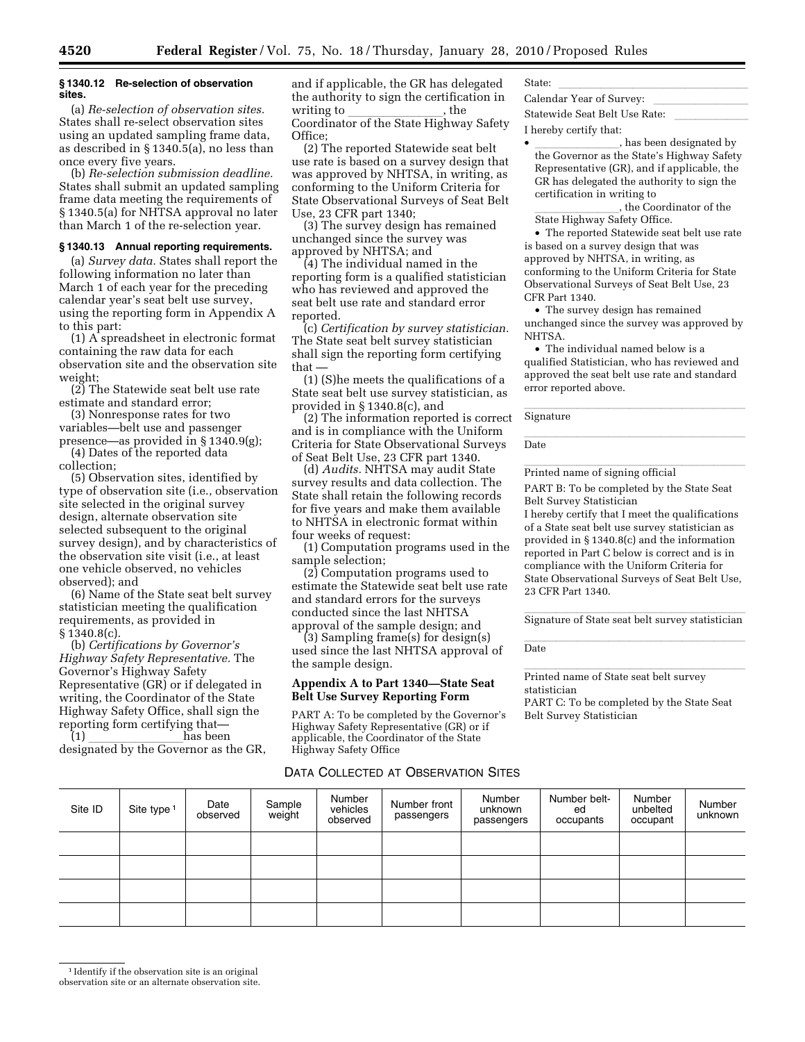### § 1340.12 Re-selection of observation sites.

(a) *Re-selection of observation sites.* States shall re-select observation sites using an updated sampling frame data, as described in § 1340.5(a), no less than once every five years.

(b) *Re-selection submission deadline.* States shall submit an updated sampling frame data meeting the requirements of § 1340.5(a) for NHTSA approval no later than March 1 of the re-selection year.

### § 1340.13 Annual reporting requirements.

(a) *Survey data.* States shall report the following information no later than March 1 of each year for the preceding calendar year's seat belt use survey, using the reporting form in Appendix A to this part:

(1) A spreadsheet in electronic format containing the raw data for each observation site and the observation site weight;

(2) The Statewide seat belt use rate estimate and standard error;

(3) Nonresponse rates for two variables—belt use and passenger presence—as provided in § 1340.9(g);

(4) Dates of the reported data collection;

(5) Observation sites, identified by type of observation site (i.e., observation site selected in the original survey design, alternate observation site selected subsequent to the original survey design), and by characteristics of the observation site visit (i.e., at least one vehicle observed, no vehicles observed); and

(6) Name of the State seat belt survey statistician meeting the qualification requirements, as provided in § 1340.8(c).

(b) *Certifications by Governor's Highway Safety Representative.* The Governor's Highway Safety Representative (GR) or if delegated in writing, the Coordinator of the State Highway Safety Office, shall sign the reporting form certifying that—

(1) ________________has been designated by the Governor as the GR, and if applicable, the GR has delegated the authority to sign the certification in writing to ________________, the Coordinator of the State Highway Safety Office;

(2) The reported Statewide seat belt use rate is based on a survey design that was approved by NHTSA, in writing, as conforming to the Uniform Criteria for State Observational Surveys of Seat Belt Use, 23 CFR part 1340;

(3) The survey design has remained unchanged since the survey was approved by NHTSA; and

(4) The individual named in the reporting form is a qualified statistician who has reviewed and approved the seat belt use rate and standard error reported.

(c) *Certification by survey statistician.* The State seat belt survey statistician shall sign the reporting form certifying that —

(1) (S)he meets the qualifications of a State seat belt use survey statistician, as provided in § 1340.8(c), and

(2) The information reported is correct and is in compliance with the Uniform Criteria for State Observational Surveys of Seat Belt Use, 23 CFR part 1340.

(d) *Audits.* NHTSA may audit State survey results and data collection. The State shall retain the following records for five years and make them available to NHTSA in electronic format within four weeks of request:

(1) Computation programs used in the sample selection;

(2) Computation programs used to estimate the Statewide seat belt use rate and standard errors for the surveys conducted since the last NHTSA approval of the sample design; and

(3) Sampling frame(s) for design(s) used since the last NHTSA approval of the sample design.

## Appendix A to Part 1340—State Seat Belt Use Survey Reporting Form

PART A: To be completed by the Governor's Highway Safety Representative (GR) or if applicable, the Coordinator of the State Highway Safety Office

State: ________________

Calendar Year of Survey: ________________

Statewide Seat Belt Use Rate: ________________

I hereby certify that:

- ________________, has been designated by the Governor as the State's Highway Safety Representative (GR), and if applicable, the GR has delegated the authority to sign the certification in writing to ________________, the Coordinator of the State Highway Safety Office.
- The reported Statewide seat belt use rate is based on a survey design that was approved by NHTSA, in writing, as conforming to the Uniform Criteria for State Observational Surveys of Seat Belt Use, 23 CFR Part 1340.
- The survey design has remained unchanged since the survey was approved by NHTSA.
- The individual named below is a qualified Statistician, who has reviewed and approved the seat belt use rate and standard error reported above.

________________
Signature

________________
Date

________________
Printed name of signing official

PART B: To be completed by the State Seat Belt Survey Statistician

I hereby certify that I meet the qualifications of a State seat belt use survey statistician as provided in § 1340.8(c) and the information reported in Part C below is correct and is in compliance with the Uniform Criteria for State Observational Surveys of Seat Belt Use, 23 CFR Part 1340.

________________
Signature of State seat belt survey statistician

________________
Date

________________
Printed name of State seat belt survey statistician

PART C: To be completed by the State Seat Belt Survey Statistician

DATA COLLECTED AT OBSERVATION SITES

| Site ID | Site type [1] | Date observed | Sample weight | Number vehicles observed | Number front passengers | Number unknown passengers | Number belted occupants | Number unbelted occupant | Number unknown |
|---|---|---|---|---|---|---|---|---|---|
| | | | | | | | | | |
| | | | | | | | | | |
| | | | | | | | | | |
| | | | | | | | | | |

[1] Identify if the observation site is an original observation site or an alternate observation site.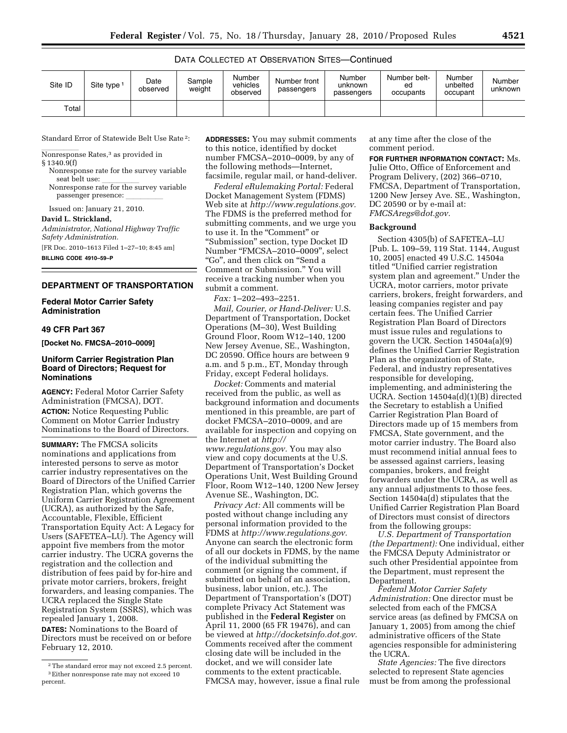DATA COLLECTED AT OBSERVATION SITES—Continued

| Site ID | Site type [1] | Date observed | Sample weight | Number vehicles observed | Number front passengers | Number unknown passengers | Number belted occupants | Number unbelted occupant | Number unknown |
|---|---|---|---|---|---|---|---|---|---|
| Total | | | | | | | | | |

Standard Error of Statewide Belt Use Rate [2]: \_\_\_\_\_\_\_\_\_\_

Nonresponse Rates,[3] as provided in § 1340.9(f)

Nonresponse rate for the survey variable seat belt use: \_\_\_\_\_\_\_\_\_\_

Nonresponse rate for the survey variable passenger presence: \_\_\_\_\_\_\_\_\_\_

Issued on: January 21, 2010.

**David L. Strickland,**

*Administrator, National Highway Traffic Safety Administration.*

[FR Doc. 2010–1613 Filed 1–27–10; 8:45 am]

**BILLING CODE 4910–59–P**

[2] The standard error may not exceed 2.5 percent.

[3] Either nonresponse rate may not exceed 10 percent.

## DEPARTMENT OF TRANSPORTATION

### Federal Motor Carrier Safety Administration

### 49 CFR Part 367

**[Docket No. FMCSA–2010–0009]**

### Uniform Carrier Registration Plan Board of Directors; Request for Nominations

**AGENCY:** Federal Motor Carrier Safety Administration (FMCSA), DOT.

**ACTION:** Notice Requesting Public Comment on Motor Carrier Industry Nominations to the Board of Directors.

**SUMMARY:** The FMCSA solicits nominations and applications from interested persons to serve as motor carrier industry representatives on the Board of Directors of the Unified Carrier Registration Plan, which governs the Uniform Carrier Registration Agreement (UCRA), as authorized by the Safe, Accountable, Flexible, Efficient Transportation Equity Act: A Legacy for Users (SAFETEA–LU). The Agency will appoint five members from the motor carrier industry. The UCRA governs the registration and the collection and distribution of fees paid by for-hire and private motor carriers, brokers, freight forwarders, and leasing companies. The UCRA replaced the Single State Registration System (SSRS), which was repealed January 1, 2008.

**DATES:** Nominations to the Board of Directors must be received on or before February 12, 2010.

**ADDRESSES:** You may submit comments to this notice, identified by docket number FMCSA–2010–0009, by any of the following methods—Internet, facsimile, regular mail, or hand-deliver.

*Federal eRulemaking Portal:* Federal Docket Management System (FDMS) Web site at *http://www.regulations.gov.* The FDMS is the preferred method for submitting comments, and we urge you to use it. In the "Comment" or "Submission" section, type Docket ID Number "FMCSA–2010–0009", select "Go", and then click on "Send a Comment or Submission." You will receive a tracking number when you submit a comment.

*Fax:* 1–202–493–2251.

*Mail, Courier, or Hand-Deliver:* U.S. Department of Transportation, Docket Operations (M–30), West Building Ground Floor, Room W12–140, 1200 New Jersey Avenue, SE., Washington, DC 20590. Office hours are between 9 a.m. and 5 p.m., ET, Monday through Friday, except Federal holidays.

*Docket:* Comments and material received from the public, as well as background information and documents mentioned in this preamble, are part of docket FMCSA–2010–0009, and are available for inspection and copying on the Internet at *http://www.regulations.gov.* You may also view and copy documents at the U.S. Department of Transportation's Docket Operations Unit, West Building Ground Floor, Room W12–140, 1200 New Jersey Avenue SE., Washington, DC.

*Privacy Act:* All comments will be posted without change including any personal information provided to the FDMS at *http://www.regulations.gov.* Anyone can search the electronic form of all our dockets in FDMS, by the name of the individual submitting the comment (or signing the comment, if submitted on behalf of an association, business, labor union, etc.). The Department of Transportation's (DOT) complete Privacy Act Statement was published in the **Federal Register** on April 11, 2000 (65 FR 19476), and can be viewed at *http://docketsinfo.dot.gov.* Comments received after the comment closing date will be included in the docket, and we will consider late comments to the extent practicable. FMCSA may, however, issue a final rule at any time after the close of the comment period.

**FOR FURTHER INFORMATION CONTACT:** Ms. Julie Otto, Office of Enforcement and Program Delivery, (202) 366–0710, FMCSA, Department of Transportation, 1200 New Jersey Ave. SE., Washington, DC 20590 or by e-mail at: *FMCSAregs@dot.gov.*

**Background**

Section 4305(b) of SAFETEA–LU [Pub. L. 109–59, 119 Stat. 1144, August 10, 2005] enacted 49 U.S.C. 14504a titled "Unified carrier registration system plan and agreement." Under the UCRA, motor carriers, motor private carriers, brokers, freight forwarders, and leasing companies register and pay certain fees. The Unified Carrier Registration Plan Board of Directors must issue rules and regulations to govern the UCR. Section 14504a(a)(9) defines the Unified Carrier Registration Plan as the organization of State, Federal, and industry representatives responsible for developing, implementing, and administering the UCRA. Section 14504a(d)(1)(B) directed the Secretary to establish a Unified Carrier Registration Plan Board of Directors made up of 15 members from FMCSA, State government, and the motor carrier industry. The Board also must recommend initial annual fees to be assessed against carriers, leasing companies, brokers, and freight forwarders under the UCRA, as well as any annual adjustments to those fees. Section 14504a(d) stipulates that the Unified Carrier Registration Plan Board of Directors must consist of directors from the following groups:

*U.S. Department of Transportation (the Department):* One individual, either the FMCSA Deputy Administrator or such other Presidential appointee from the Department, must represent the Department.

*Federal Motor Carrier Safety Administration:* One director must be selected from each of the FMCSA service areas (as defined by FMCSA on January 1, 2005) from among the chief administrative officers of the State agencies responsible for administering the UCRA.

*State Agencies:* The five directors selected to represent State agencies must be from among the professional